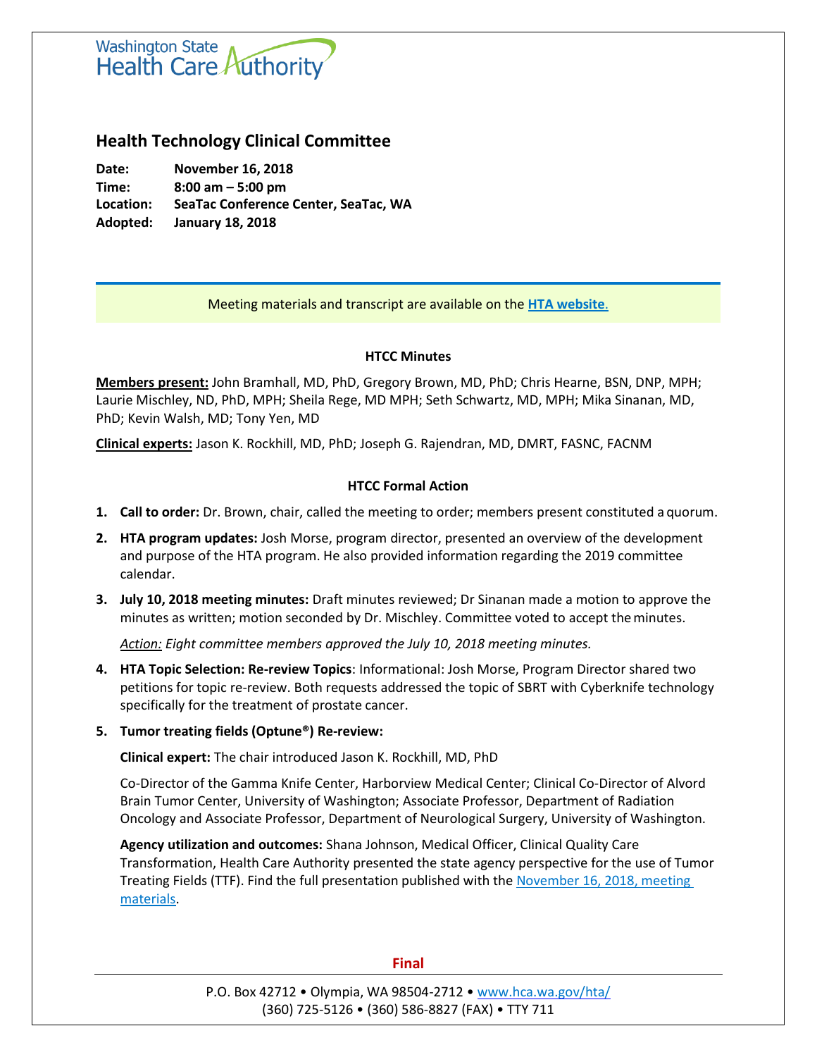Washington State Health Care Authority

# Health Technology Clinical Committee

**Date:** November 16, 2018
**Time:** 8:00 am – 5:00 pm
**Location:** SeaTac Conference Center, SeaTac, WA
**Adopted:** January 18, 2018

Meeting materials and transcript are available on the **HTA website.**

## HTCC Minutes

**Members present:** John Bramhall, MD, PhD, Gregory Brown, MD, PhD; Chris Hearne, BSN, DNP, MPH; Laurie Mischley, ND, PhD, MPH; Sheila Rege, MD MPH; Seth Schwartz, MD, MPH; Mika Sinanan, MD, PhD; Kevin Walsh, MD; Tony Yen, MD

**Clinical experts:** Jason K. Rockhill, MD, PhD; Joseph G. Rajendran, MD, DMRT, FASNC, FACNM

## HTCC Formal Action

1. **Call to order:** Dr. Brown, chair, called the meeting to order; members present constituted a quorum.
2. **HTA program updates:** Josh Morse, program director, presented an overview of the development and purpose of the HTA program. He also provided information regarding the 2019 committee calendar.
3. **July 10, 2018 meeting minutes:** Draft minutes reviewed; Dr Sinanan made a motion to approve the minutes as written; motion seconded by Dr. Mischley. Committee voted to accept the minutes.

   *Action: Eight committee members approved the July 10, 2018 meeting minutes.*
4. **HTA Topic Selection: Re-review Topics**: Informational: Josh Morse, Program Director shared two petitions for topic re-review. Both requests addressed the topic of SBRT with Cyberknife technology specifically for the treatment of prostate cancer.
5. **Tumor treating fields (Optune®) Re-review:**

   **Clinical expert:** The chair introduced Jason K. Rockhill, MD, PhD

   Co-Director of the Gamma Knife Center, Harborview Medical Center; Clinical Co-Director of Alvord Brain Tumor Center, University of Washington; Associate Professor, Department of Radiation Oncology and Associate Professor, Department of Neurological Surgery, University of Washington.

   **Agency utilization and outcomes:** Shana Johnson, Medical Officer, Clinical Quality Care Transformation, Health Care Authority presented the state agency perspective for the use of Tumor Treating Fields (TTF). Find the full presentation published with the November 16, 2018, meeting materials.

Final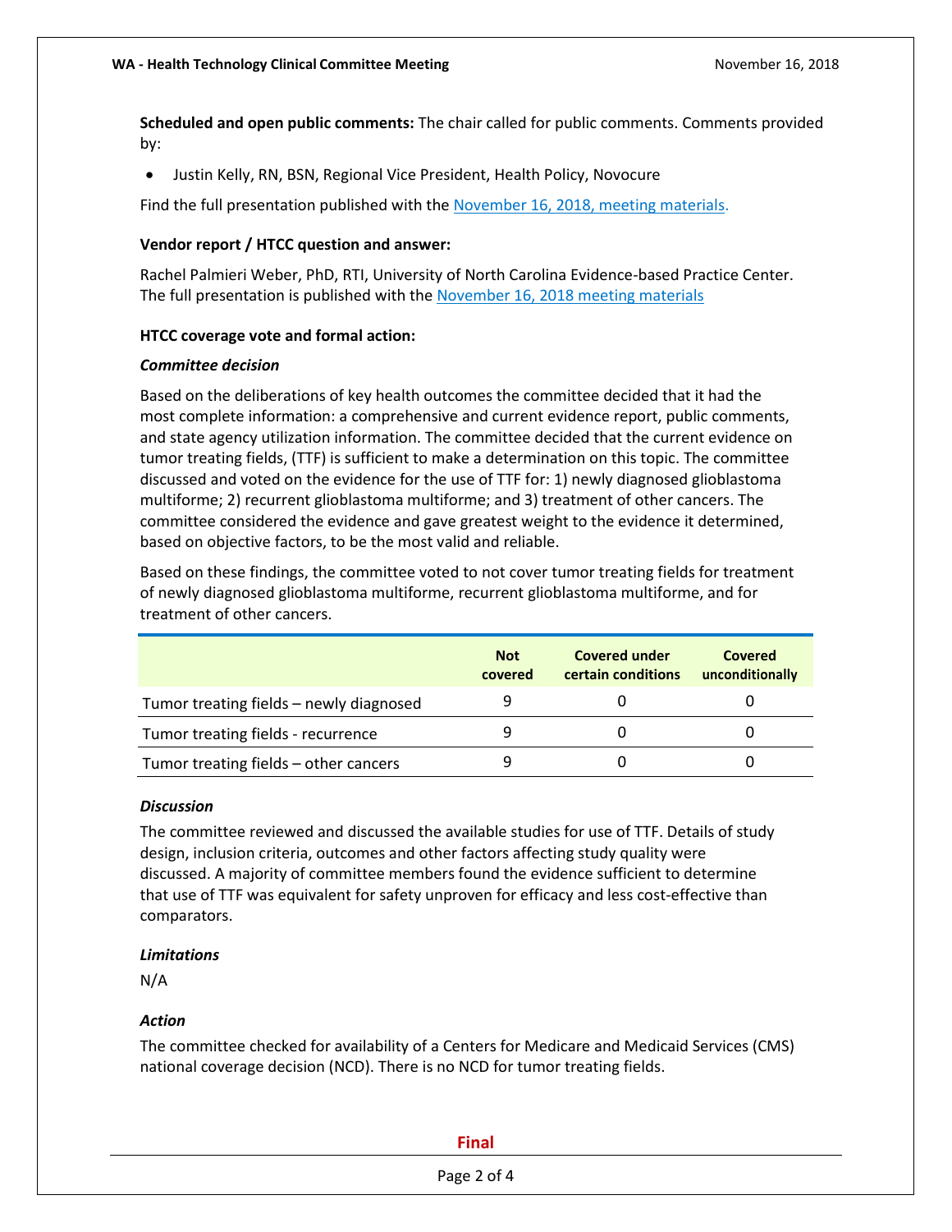**Scheduled and open public comments:** The chair called for public comments. Comments provided by:

- Justin Kelly, RN, BSN, Regional Vice President, Health Policy, Novocure

Find the full presentation published with the November 16, 2018, meeting materials.

**Vendor report / HTCC question and answer:**

Rachel Palmieri Weber, PhD, RTI, University of North Carolina Evidence-based Practice Center. The full presentation is published with the November 16, 2018 meeting materials

**HTCC coverage vote and formal action:**

***Committee decision***

Based on the deliberations of key health outcomes the committee decided that it had the most complete information: a comprehensive and current evidence report, public comments, and state agency utilization information. The committee decided that the current evidence on tumor treating fields, (TTF) is sufficient to make a determination on this topic. The committee discussed and voted on the evidence for the use of TTF for: 1) newly diagnosed glioblastoma multiforme; 2) recurrent glioblastoma multiforme; and 3) treatment of other cancers. The committee considered the evidence and gave greatest weight to the evidence it determined, based on objective factors, to be the most valid and reliable.

Based on these findings, the committee voted to not cover tumor treating fields for treatment of newly diagnosed glioblastoma multiforme, recurrent glioblastoma multiforme, and for treatment of other cancers.

| | Not covered | Covered under certain conditions | Covered unconditionally |
|---|---|---|---|
| Tumor treating fields – newly diagnosed | 9 | 0 | 0 |
| Tumor treating fields - recurrence | 9 | 0 | 0 |
| Tumor treating fields – other cancers | 9 | 0 | 0 |

***Discussion***

The committee reviewed and discussed the available studies for use of TTF. Details of study design, inclusion criteria, outcomes and other factors affecting study quality were discussed. A majority of committee members found the evidence sufficient to determine that use of TTF was equivalent for safety unproven for efficacy and less cost-effective than comparators.

***Limitations***

N/A

***Action***

The committee checked for availability of a Centers for Medicare and Medicaid Services (CMS) national coverage decision (NCD). There is no NCD for tumor treating fields.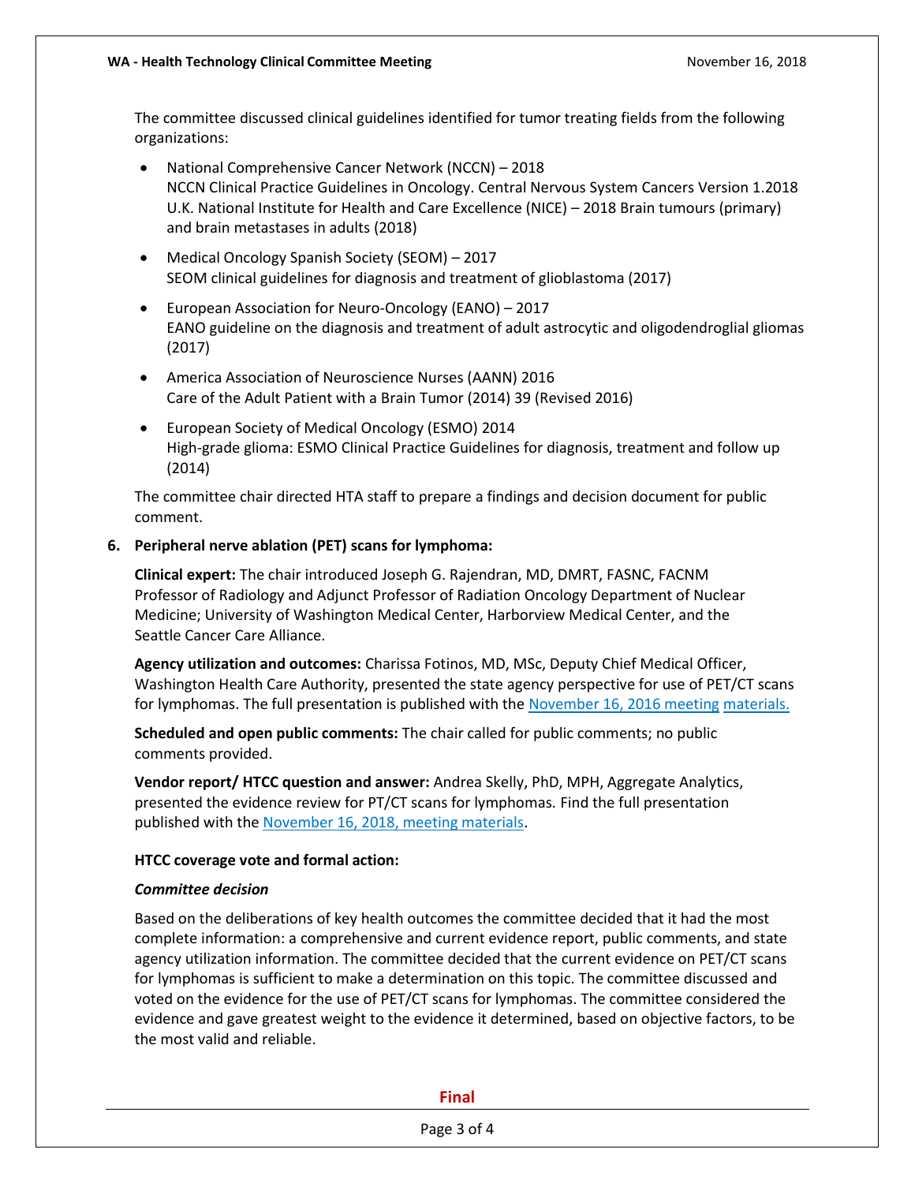The committee discussed clinical guidelines identified for tumor treating fields from the following organizations:

- National Comprehensive Cancer Network (NCCN) – 2018
  NCCN Clinical Practice Guidelines in Oncology. Central Nervous System Cancers Version 1.2018
  U.K. National Institute for Health and Care Excellence (NICE) – 2018 Brain tumours (primary) and brain metastases in adults (2018)
- Medical Oncology Spanish Society (SEOM) – 2017
  SEOM clinical guidelines for diagnosis and treatment of glioblastoma (2017)
- European Association for Neuro-Oncology (EANO) – 2017
  EANO guideline on the diagnosis and treatment of adult astrocytic and oligodendroglial gliomas (2017)
- America Association of Neuroscience Nurses (AANN) 2016
  Care of the Adult Patient with a Brain Tumor (2014) 39 (Revised 2016)
- European Society of Medical Oncology (ESMO) 2014
  High-grade glioma: ESMO Clinical Practice Guidelines for diagnosis, treatment and follow up (2014)

The committee chair directed HTA staff to prepare a findings and decision document for public comment.

**6. Peripheral nerve ablation (PET) scans for lymphoma:**

**Clinical expert:** The chair introduced Joseph G. Rajendran, MD, DMRT, FASNC, FACNM Professor of Radiology and Adjunct Professor of Radiation Oncology Department of Nuclear Medicine; University of Washington Medical Center, Harborview Medical Center, and the Seattle Cancer Care Alliance.

**Agency utilization and outcomes:** Charissa Fotinos, MD, MSc, Deputy Chief Medical Officer, Washington Health Care Authority, presented the state agency perspective for use of PET/CT scans for lymphomas. The full presentation is published with the November 16, 2016 meeting materials.

**Scheduled and open public comments:** The chair called for public comments; no public comments provided.

**Vendor report/ HTCC question and answer:** Andrea Skelly, PhD, MPH, Aggregate Analytics, presented the evidence review for PT/CT scans for lymphomas. Find the full presentation published with the November 16, 2018, meeting materials.

**HTCC coverage vote and formal action:**

***Committee decision***

Based on the deliberations of key health outcomes the committee decided that it had the most complete information: a comprehensive and current evidence report, public comments, and state agency utilization information. The committee decided that the current evidence on PET/CT scans for lymphomas is sufficient to make a determination on this topic. The committee discussed and voted on the evidence for the use of PET/CT scans for lymphomas. The committee considered the evidence and gave greatest weight to the evidence it determined, based on objective factors, to be the most valid and reliable.

Final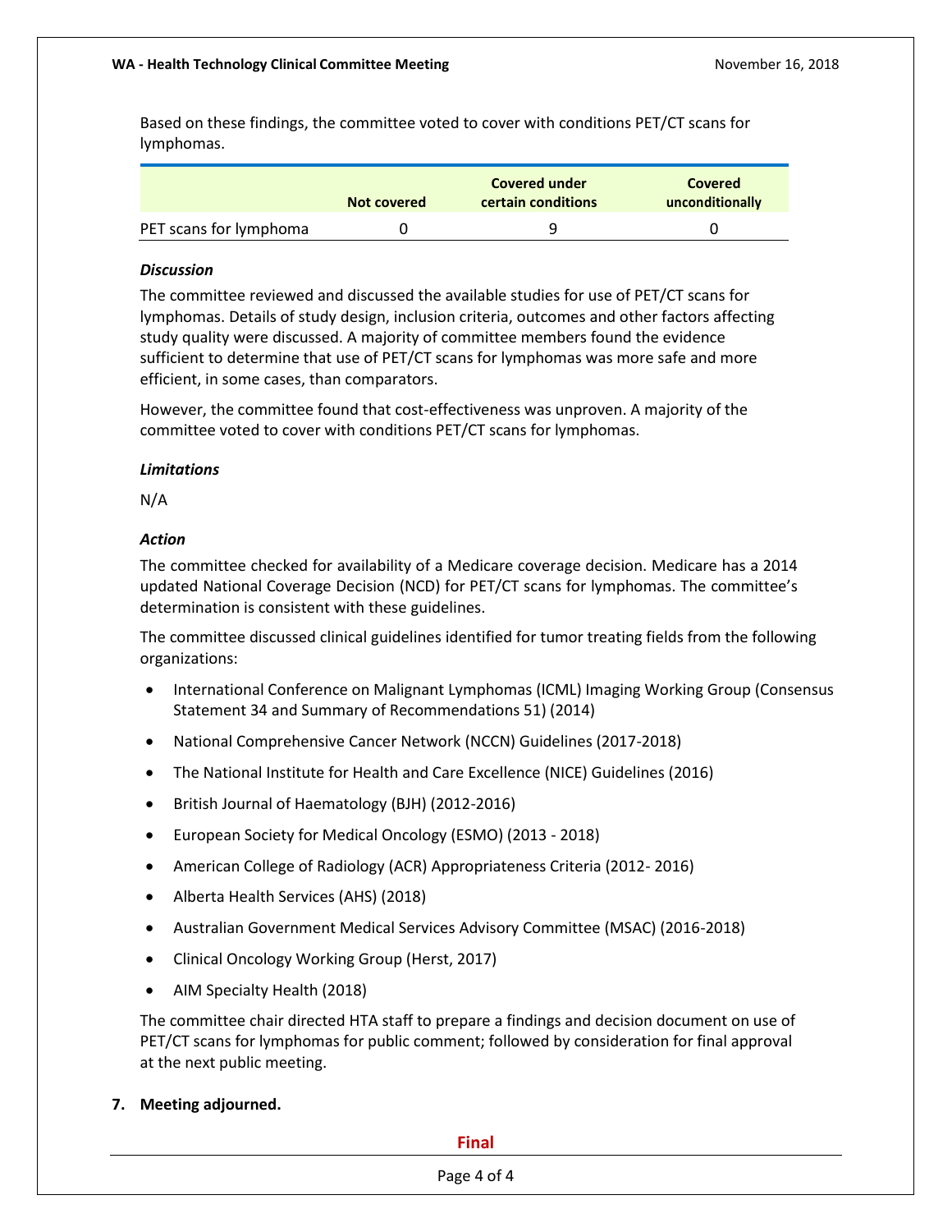Based on these findings, the committee voted to cover with conditions PET/CT scans for lymphomas.

| | Not covered | Covered under certain conditions | Covered unconditionally |
|---|---|---|---|
| PET scans for lymphoma | 0 | 9 | 0 |

***Discussion***

The committee reviewed and discussed the available studies for use of PET/CT scans for lymphomas. Details of study design, inclusion criteria, outcomes and other factors affecting study quality were discussed. A majority of committee members found the evidence sufficient to determine that use of PET/CT scans for lymphomas was more safe and more efficient, in some cases, than comparators.

However, the committee found that cost-effectiveness was unproven. A majority of the committee voted to cover with conditions PET/CT scans for lymphomas.

***Limitations***

N/A

***Action***

The committee checked for availability of a Medicare coverage decision. Medicare has a 2014 updated National Coverage Decision (NCD) for PET/CT scans for lymphomas. The committee's determination is consistent with these guidelines.

The committee discussed clinical guidelines identified for tumor treating fields from the following organizations:

- International Conference on Malignant Lymphomas (ICML) Imaging Working Group (Consensus Statement 34 and Summary of Recommendations 51) (2014)
- National Comprehensive Cancer Network (NCCN) Guidelines (2017-2018)
- The National Institute for Health and Care Excellence (NICE) Guidelines (2016)
- British Journal of Haematology (BJH) (2012-2016)
- European Society for Medical Oncology (ESMO) (2013 - 2018)
- American College of Radiology (ACR) Appropriateness Criteria (2012- 2016)
- Alberta Health Services (AHS) (2018)
- Australian Government Medical Services Advisory Committee (MSAC) (2016-2018)
- Clinical Oncology Working Group (Herst, 2017)
- AIM Specialty Health (2018)

The committee chair directed HTA staff to prepare a findings and decision document on use of PET/CT scans for lymphomas for public comment; followed by consideration for final approval at the next public meeting.

**7. Meeting adjourned.**

**Final**